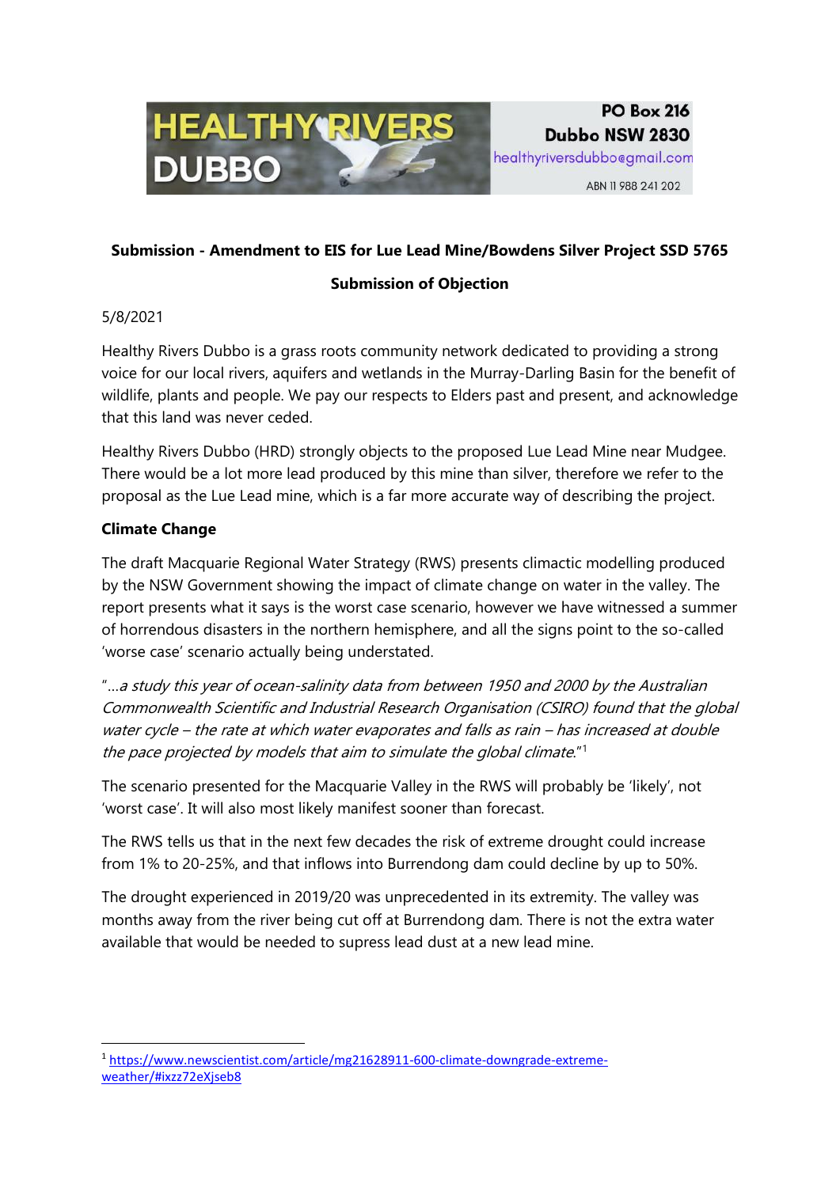HEALTHY RIVERS DUBBO

PO Box 216
Dubbo NSW 2830
healthyriversdubbo@gmail.com
ABN 11 988 241 202

**Submission - Amendment to EIS for Lue Lead Mine/Bowdens Silver Project SSD 5765**

**Submission of Objection**

5/8/2021

Healthy Rivers Dubbo is a grass roots community network dedicated to providing a strong voice for our local rivers, aquifers and wetlands in the Murray-Darling Basin for the benefit of wildlife, plants and people. We pay our respects to Elders past and present, and acknowledge that this land was never ceded.

Healthy Rivers Dubbo (HRD) strongly objects to the proposed Lue Lead Mine near Mudgee. There would be a lot more lead produced by this mine than silver, therefore we refer to the proposal as the Lue Lead mine, which is a far more accurate way of describing the project.

**Climate Change**

The draft Macquarie Regional Water Strategy (RWS) presents climactic modelling produced by the NSW Government showing the impact of climate change on water in the valley. The report presents what it says is the worst case scenario, however we have witnessed a summer of horrendous disasters in the northern hemisphere, and all the signs point to the so-called 'worse case' scenario actually being understated.

"*…a study this year of ocean-salinity data from between 1950 and 2000 by the Australian Commonwealth Scientific and Industrial Research Organisation (CSIRO) found that the global water cycle – the rate at which water evaporates and falls as rain – has increased at double the pace projected by models that aim to simulate the global climate.*"[1]

The scenario presented for the Macquarie Valley in the RWS will probably be 'likely', not 'worst case'. It will also most likely manifest sooner than forecast.

The RWS tells us that in the next few decades the risk of extreme drought could increase from 1% to 20-25%, and that inflows into Burrendong dam could decline by up to 50%.

The drought experienced in 2019/20 was unprecedented in its extremity. The valley was months away from the river being cut off at Burrendong dam. There is not the extra water available that would be needed to supress lead dust at a new lead mine.

[1] https://www.newscientist.com/article/mg21628911-600-climate-downgrade-extreme-weather/#ixzz72eXjseb8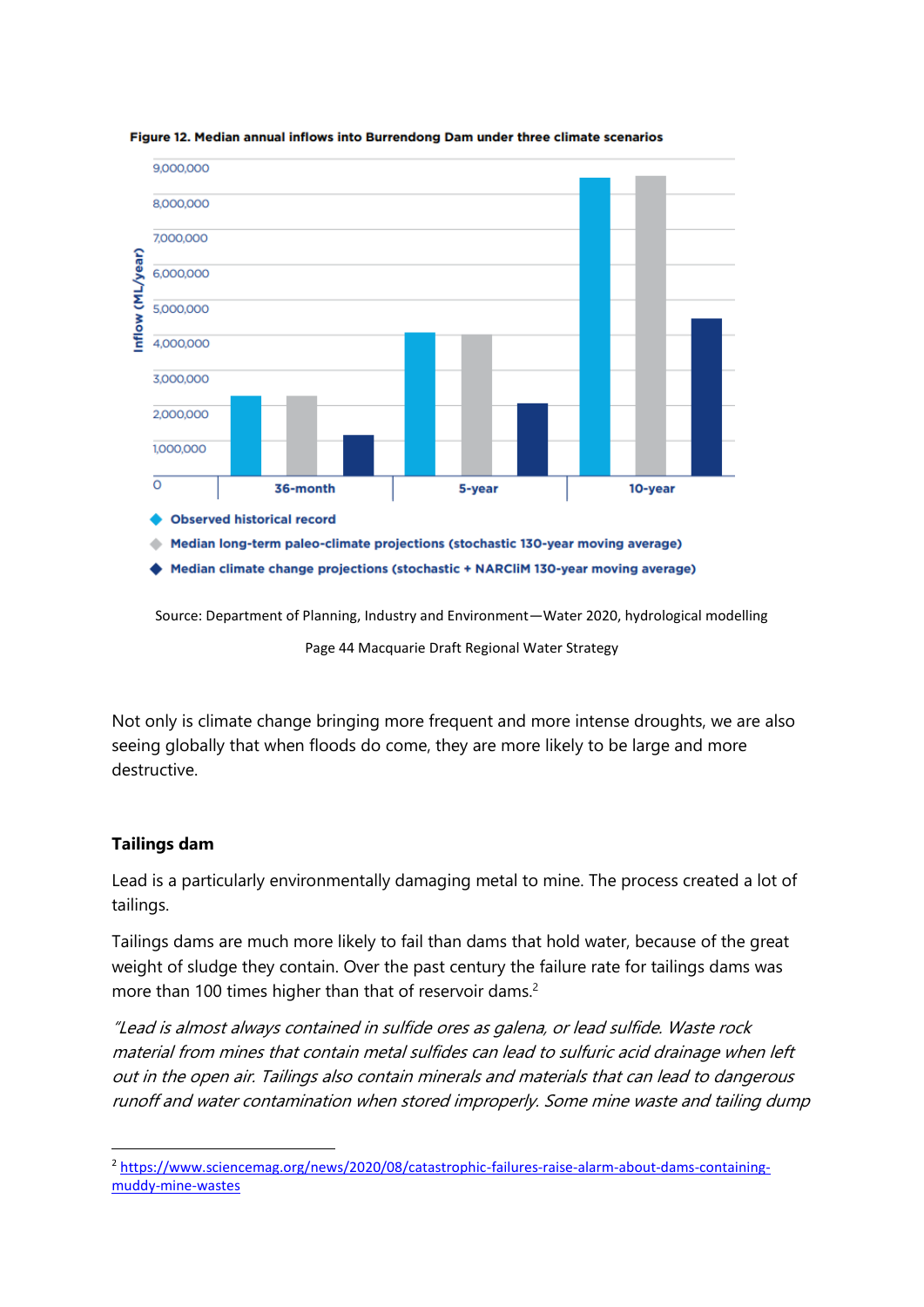**Figure 12. Median annual inflows into Burrendong Dam under three climate scenarios**

Inflow (ML/year)

- Observed historical record
- Median long-term paleo-climate projections (stochastic 130-year moving average)
- Median climate change projections (stochastic + NARCliM 130-year moving average)

Source: Department of Planning, Industry and Environment—Water 2020, hydrological modelling

Page 44 Macquarie Draft Regional Water Strategy

Not only is climate change bringing more frequent and more intense droughts, we are also seeing globally that when floods do come, they are more likely to be large and more destructive.

### Tailings dam

Lead is a particularly environmentally damaging metal to mine. The process created a lot of tailings.

Tailings dams are much more likely to fail than dams that hold water, because of the great weight of sludge they contain. Over the past century the failure rate for tailings dams was more than 100 times higher than that of reservoir dams.[2]

*"Lead is almost always contained in sulfide ores as galena, or lead sulfide. Waste rock material from mines that contain metal sulfides can lead to sulfuric acid drainage when left out in the open air. Tailings also contain minerals and materials that can lead to dangerous runoff and water contamination when stored improperly. Some mine waste and tailing dump*

---

[2] https://www.sciencemag.org/news/2020/08/catastrophic-failures-raise-alarm-about-dams-containing-muddy-mine-wastes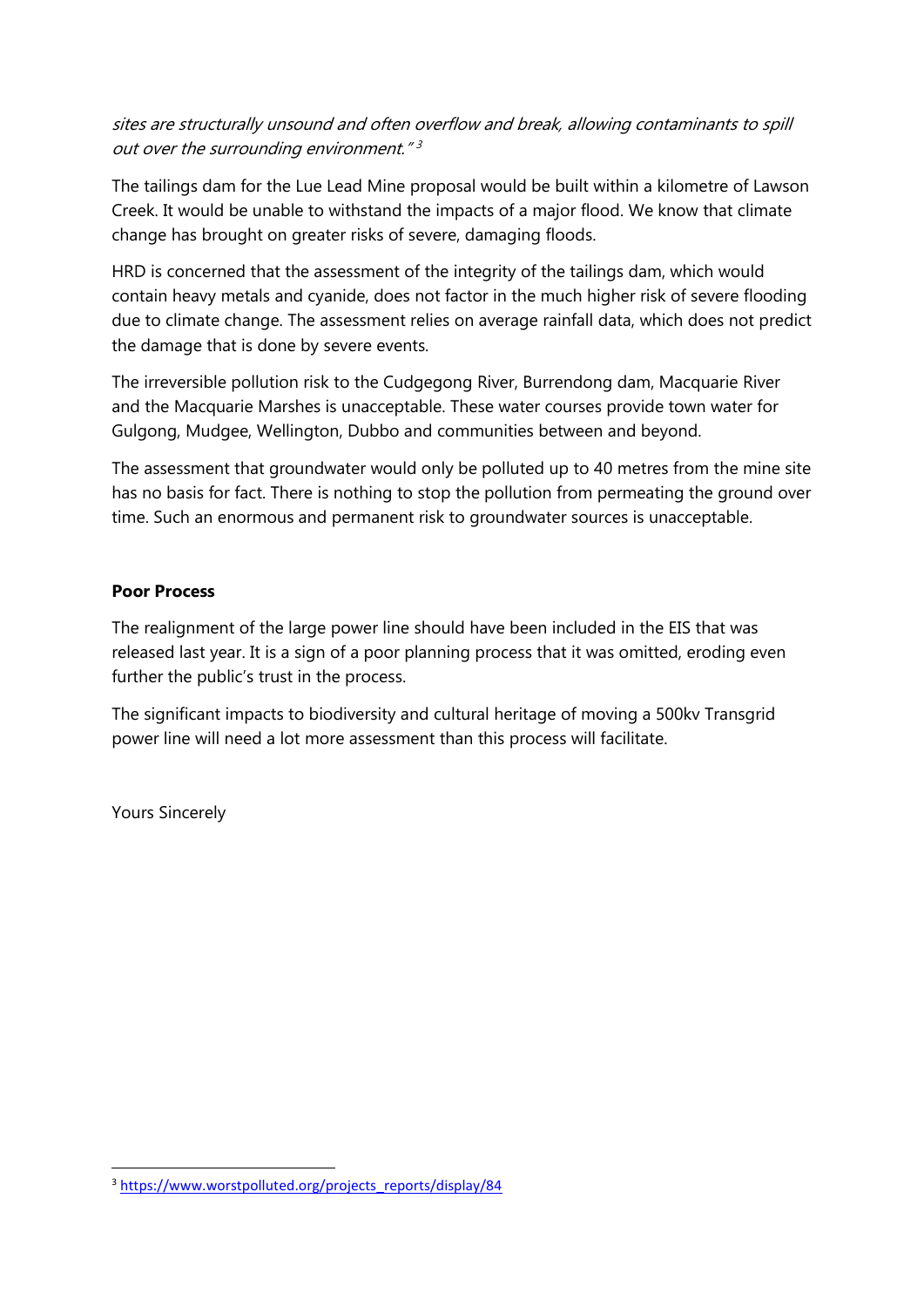*sites are structurally unsound and often overflow and break, allowing contaminants to spill out over the surrounding environment."* [3]

The tailings dam for the Lue Lead Mine proposal would be built within a kilometre of Lawson Creek. It would be unable to withstand the impacts of a major flood. We know that climate change has brought on greater risks of severe, damaging floods.

HRD is concerned that the assessment of the integrity of the tailings dam, which would contain heavy metals and cyanide, does not factor in the much higher risk of severe flooding due to climate change. The assessment relies on average rainfall data, which does not predict the damage that is done by severe events.

The irreversible pollution risk to the Cudgegong River, Burrendong dam, Macquarie River and the Macquarie Marshes is unacceptable. These water courses provide town water for Gulgong, Mudgee, Wellington, Dubbo and communities between and beyond.

The assessment that groundwater would only be polluted up to 40 metres from the mine site has no basis for fact. There is nothing to stop the pollution from permeating the ground over time. Such an enormous and permanent risk to groundwater sources is unacceptable.

**Poor Process**

The realignment of the large power line should have been included in the EIS that was released last year. It is a sign of a poor planning process that it was omitted, eroding even further the public's trust in the process.

The significant impacts to biodiversity and cultural heritage of moving a 500kv Transgrid power line will need a lot more assessment than this process will facilitate.

Yours Sincerely

---

[3] https://www.worstpolluted.org/projects_reports/display/84